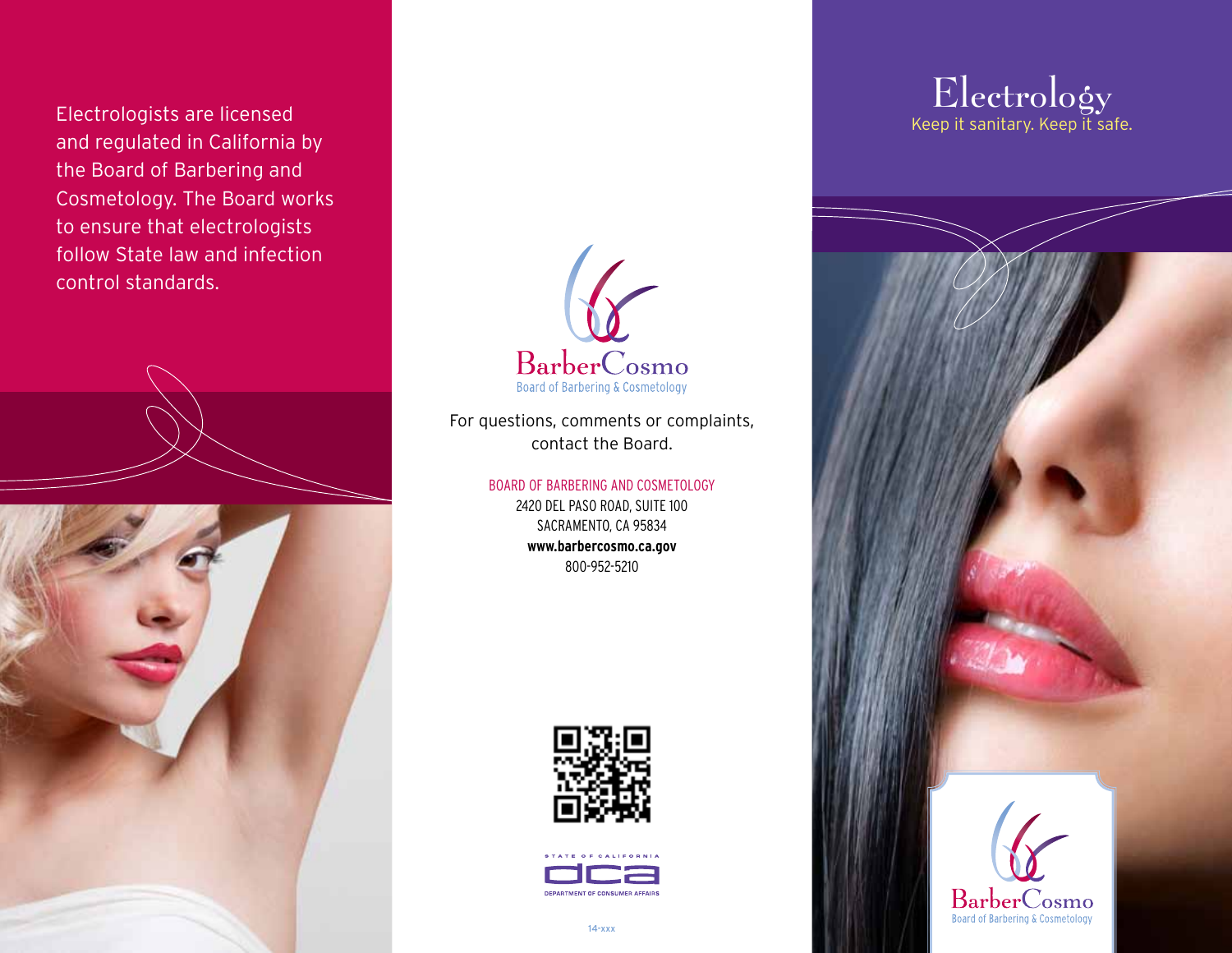Electrologists are licensed and regulated in California by the Board of Barbering and Cosmetology. The Board works to ensure that electrologists follow State law and infection control standards.

BarberCosmo
Board of Barbering & Cosmetology

For questions, comments or complaints, contact the Board.

BOARD OF BARBERING AND COSMETOLOGY
2420 DEL PASO ROAD, SUITE 100
SACRAMENTO, CA 95834
**www.barbercosmo.ca.gov**
800-952-5210

STATE OF CALIFORNIA
DCA
DEPARTMENT OF CONSUMER AFFAIRS

14-xxx

# Electrology

Keep it sanitary. Keep it safe.

BarberCosmo
Board of Barbering & Cosmetology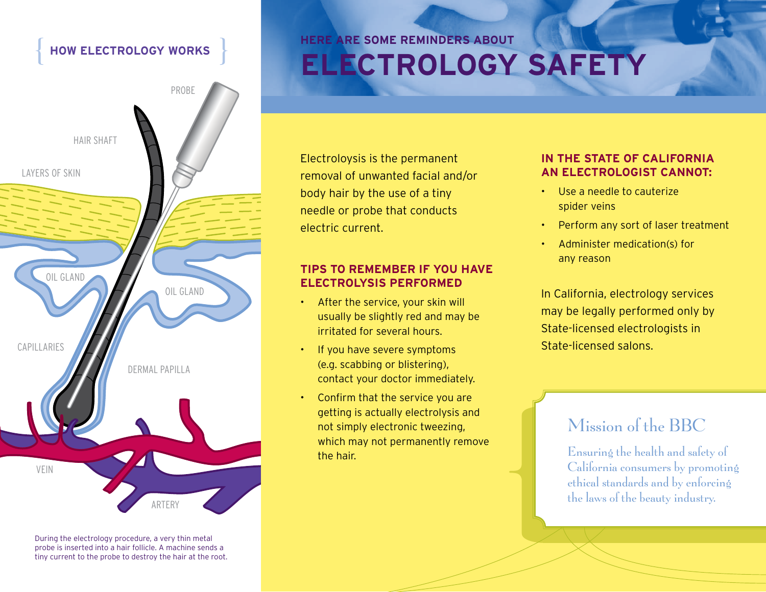## HOW ELECTROLOGY WORKS

PROBE

HAIR SHAFT

LAYERS OF SKIN

OIL GLAND

OIL GLAND

CAPILLARIES

DERMAL PAPILLA

VEIN

ARTERY

During the electrology procedure, a very thin metal probe is inserted into a hair follicle. A machine sends a tiny current to the probe to destroy the hair at the root.

HERE ARE SOME REMINDERS ABOUT

# ELECTROLOGY SAFETY

Electroloysis is the permanent removal of unwanted facial and/or body hair by the use of a tiny needle or probe that conducts electric current.

### TIPS TO REMEMBER IF YOU HAVE ELECTROLYSIS PERFORMED

- After the service, your skin will usually be slightly red and may be irritated for several hours.
- If you have severe symptoms (e.g. scabbing or blistering), contact your doctor immediately.
- Confirm that the service you are getting is actually electrolysis and not simply electronic tweezing, which may not permanently remove the hair.

### IN THE STATE OF CALIFORNIA AN ELECTROLOGIST CANNOT:

- Use a needle to cauterize spider veins
- Perform any sort of laser treatment
- Administer medication(s) for any reason

In California, electrology services may be legally performed only by State-licensed electrologists in State-licensed salons.

## Mission of the BBC

Ensuring the health and safety of California consumers by promoting ethical standards and by enforcing the laws of the beauty industry.